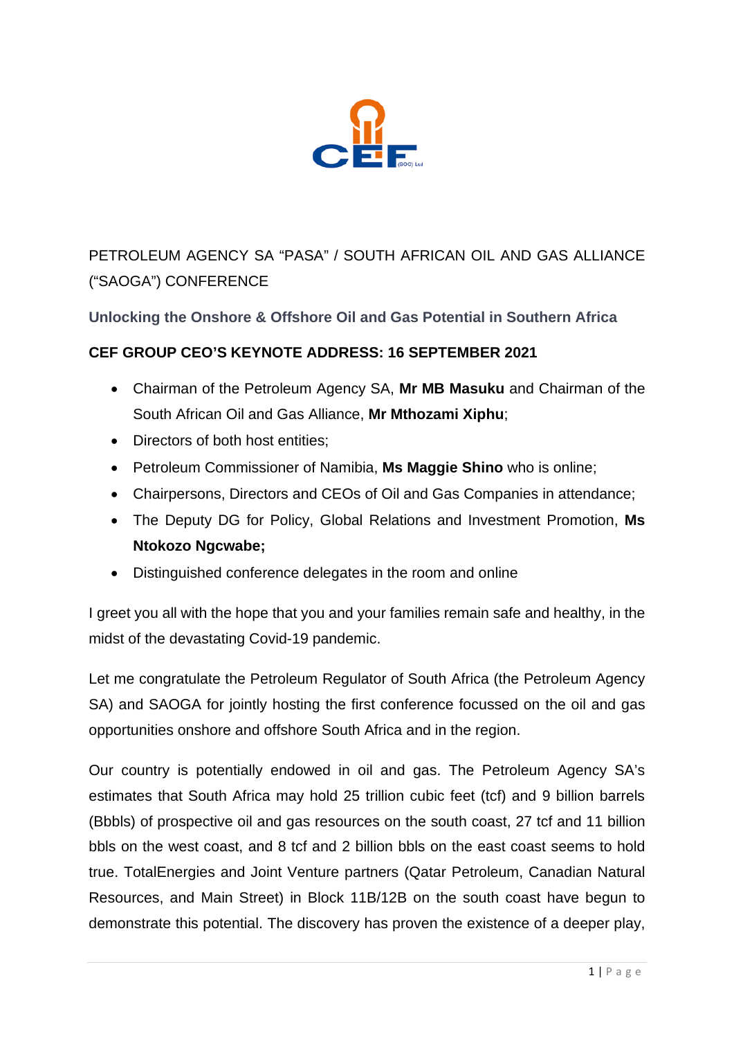PETROLEUM AGENCY SA "PASA" / SOUTH AFRICAN OIL AND GAS ALLIANCE ("SAOGA") CONFERENCE

**Unlocking the Onshore & Offshore Oil and Gas Potential in Southern Africa**

**CEF GROUP CEO'S KEYNOTE ADDRESS: 16 SEPTEMBER 2021**

- Chairman of the Petroleum Agency SA, **Mr MB Masuku** and Chairman of the South African Oil and Gas Alliance, **Mr Mthozami Xiphu**;
- Directors of both host entities;
- Petroleum Commissioner of Namibia, **Ms Maggie Shino** who is online;
- Chairpersons, Directors and CEOs of Oil and Gas Companies in attendance;
- The Deputy DG for Policy, Global Relations and Investment Promotion, **Ms Ntokozo Ngcwabe;**
- Distinguished conference delegates in the room and online

I greet you all with the hope that you and your families remain safe and healthy, in the midst of the devastating Covid-19 pandemic.

Let me congratulate the Petroleum Regulator of South Africa (the Petroleum Agency SA) and SAOGA for jointly hosting the first conference focussed on the oil and gas opportunities onshore and offshore South Africa and in the region.

Our country is potentially endowed in oil and gas. The Petroleum Agency SA's estimates that South Africa may hold 25 trillion cubic feet (tcf) and 9 billion barrels (Bbbls) of prospective oil and gas resources on the south coast, 27 tcf and 11 billion bbls on the west coast, and 8 tcf and 2 billion bbls on the east coast seems to hold true. TotalEnergies and Joint Venture partners (Qatar Petroleum, Canadian Natural Resources, and Main Street) in Block 11B/12B on the south coast have begun to demonstrate this potential. The discovery has proven the existence of a deeper play,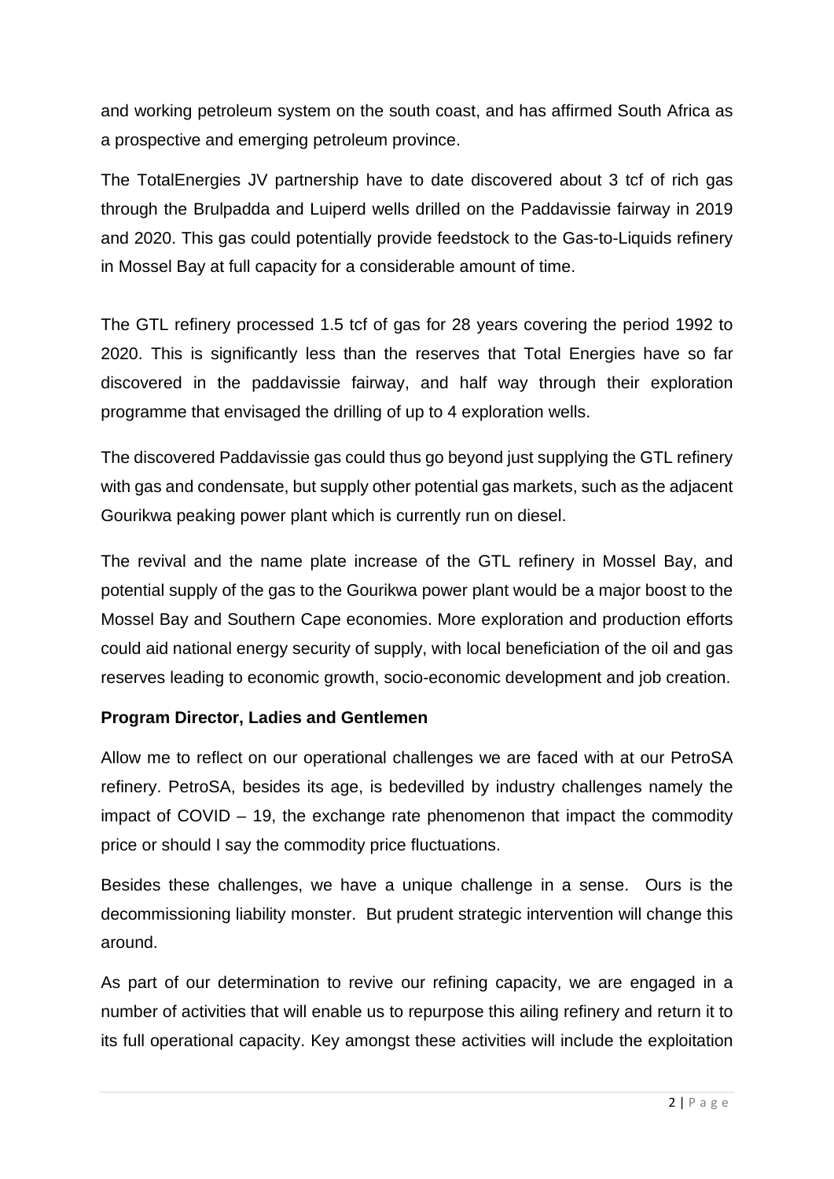and working petroleum system on the south coast, and has affirmed South Africa as a prospective and emerging petroleum province.

The TotalEnergies JV partnership have to date discovered about 3 tcf of rich gas through the Brulpadda and Luiperd wells drilled on the Paddavissie fairway in 2019 and 2020. This gas could potentially provide feedstock to the Gas-to-Liquids refinery in Mossel Bay at full capacity for a considerable amount of time.

The GTL refinery processed 1.5 tcf of gas for 28 years covering the period 1992 to 2020. This is significantly less than the reserves that Total Energies have so far discovered in the paddavissie fairway, and half way through their exploration programme that envisaged the drilling of up to 4 exploration wells.

The discovered Paddavissie gas could thus go beyond just supplying the GTL refinery with gas and condensate, but supply other potential gas markets, such as the adjacent Gourikwa peaking power plant which is currently run on diesel.

The revival and the name plate increase of the GTL refinery in Mossel Bay, and potential supply of the gas to the Gourikwa power plant would be a major boost to the Mossel Bay and Southern Cape economies. More exploration and production efforts could aid national energy security of supply, with local beneficiation of the oil and gas reserves leading to economic growth, socio-economic development and job creation.

**Program Director, Ladies and Gentlemen**

Allow me to reflect on our operational challenges we are faced with at our PetroSA refinery. PetroSA, besides its age, is bedevilled by industry challenges namely the impact of COVID – 19, the exchange rate phenomenon that impact the commodity price or should I say the commodity price fluctuations.

Besides these challenges, we have a unique challenge in a sense. Ours is the decommissioning liability monster. But prudent strategic intervention will change this around.

As part of our determination to revive our refining capacity, we are engaged in a number of activities that will enable us to repurpose this ailing refinery and return it to its full operational capacity. Key amongst these activities will include the exploitation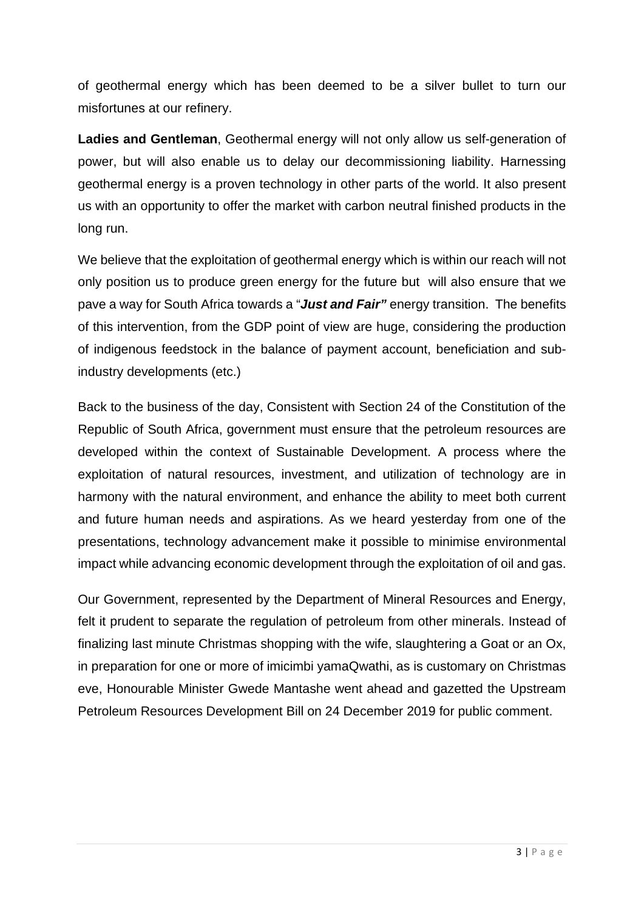of geothermal energy which has been deemed to be a silver bullet to turn our misfortunes at our refinery.

**Ladies and Gentleman**, Geothermal energy will not only allow us self-generation of power, but will also enable us to delay our decommissioning liability. Harnessing geothermal energy is a proven technology in other parts of the world. It also present us with an opportunity to offer the market with carbon neutral finished products in the long run.

We believe that the exploitation of geothermal energy which is within our reach will not only position us to produce green energy for the future but will also ensure that we pave a way for South Africa towards a "***Just and Fair"*** energy transition. The benefits of this intervention, from the GDP point of view are huge, considering the production of indigenous feedstock in the balance of payment account, beneficiation and sub-industry developments (etc.)

Back to the business of the day, Consistent with Section 24 of the Constitution of the Republic of South Africa, government must ensure that the petroleum resources are developed within the context of Sustainable Development. A process where the exploitation of natural resources, investment, and utilization of technology are in harmony with the natural environment, and enhance the ability to meet both current and future human needs and aspirations. As we heard yesterday from one of the presentations, technology advancement make it possible to minimise environmental impact while advancing economic development through the exploitation of oil and gas.

Our Government, represented by the Department of Mineral Resources and Energy, felt it prudent to separate the regulation of petroleum from other minerals. Instead of finalizing last minute Christmas shopping with the wife, slaughtering a Goat or an Ox, in preparation for one or more of imicimbi yamaQwathi, as is customary on Christmas eve, Honourable Minister Gwede Mantashe went ahead and gazetted the Upstream Petroleum Resources Development Bill on 24 December 2019 for public comment.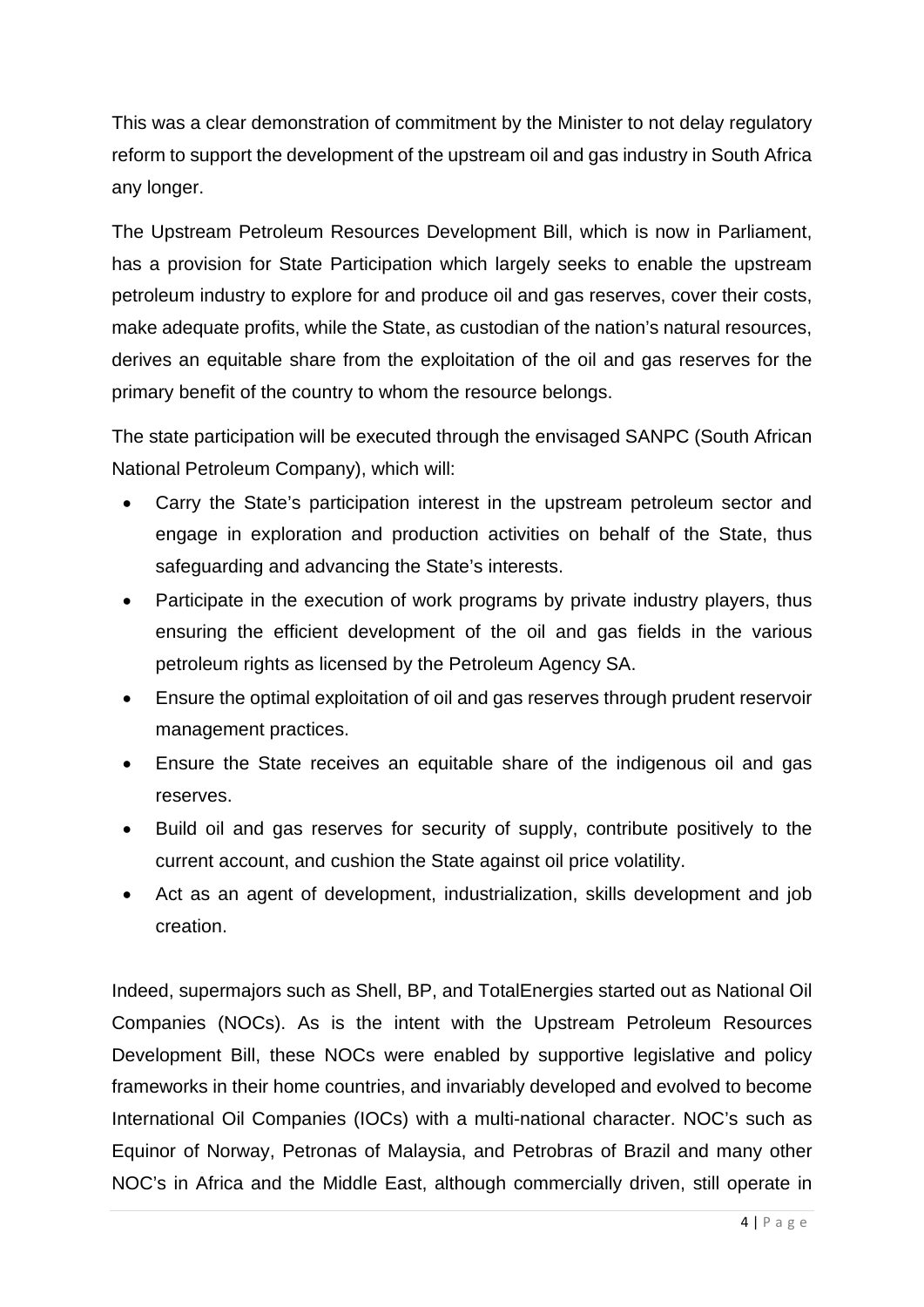This was a clear demonstration of commitment by the Minister to not delay regulatory reform to support the development of the upstream oil and gas industry in South Africa any longer.

The Upstream Petroleum Resources Development Bill, which is now in Parliament, has a provision for State Participation which largely seeks to enable the upstream petroleum industry to explore for and produce oil and gas reserves, cover their costs, make adequate profits, while the State, as custodian of the nation's natural resources, derives an equitable share from the exploitation of the oil and gas reserves for the primary benefit of the country to whom the resource belongs.

The state participation will be executed through the envisaged SANPC (South African National Petroleum Company), which will:

- Carry the State's participation interest in the upstream petroleum sector and engage in exploration and production activities on behalf of the State, thus safeguarding and advancing the State's interests.
- Participate in the execution of work programs by private industry players, thus ensuring the efficient development of the oil and gas fields in the various petroleum rights as licensed by the Petroleum Agency SA.
- Ensure the optimal exploitation of oil and gas reserves through prudent reservoir management practices.
- Ensure the State receives an equitable share of the indigenous oil and gas reserves.
- Build oil and gas reserves for security of supply, contribute positively to the current account, and cushion the State against oil price volatility.
- Act as an agent of development, industrialization, skills development and job creation.

Indeed, supermajors such as Shell, BP, and TotalEnergies started out as National Oil Companies (NOCs). As is the intent with the Upstream Petroleum Resources Development Bill, these NOCs were enabled by supportive legislative and policy frameworks in their home countries, and invariably developed and evolved to become International Oil Companies (IOCs) with a multi-national character. NOC's such as Equinor of Norway, Petronas of Malaysia, and Petrobras of Brazil and many other NOC's in Africa and the Middle East, although commercially driven, still operate in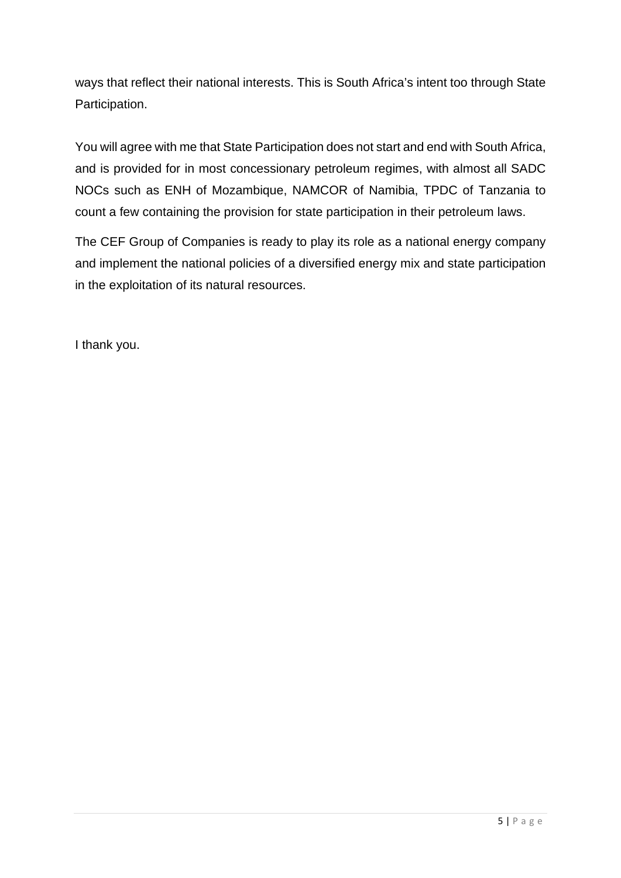ways that reflect their national interests. This is South Africa's intent too through State Participation.

You will agree with me that State Participation does not start and end with South Africa, and is provided for in most concessionary petroleum regimes, with almost all SADC NOCs such as ENH of Mozambique, NAMCOR of Namibia, TPDC of Tanzania to count a few containing the provision for state participation in their petroleum laws.

The CEF Group of Companies is ready to play its role as a national energy company and implement the national policies of a diversified energy mix and state participation in the exploitation of its natural resources.

I thank you.